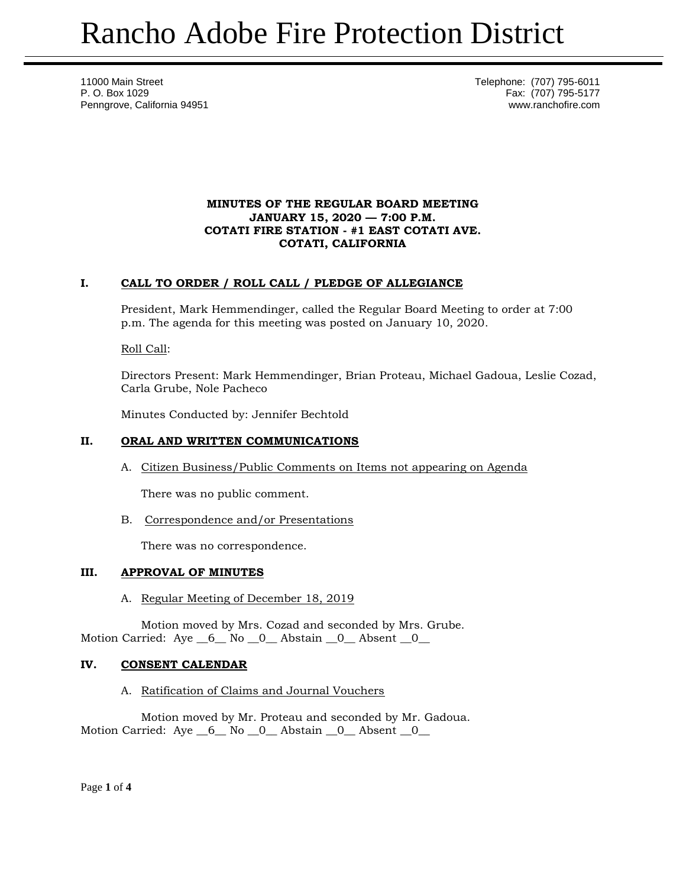# Rancho Adobe Fire Protection District

11000 Main Street
P. O. Box 1029
Penngrove, California 94951

Telephone: (707) 795-6011
Fax: (707) 795-5177
www.ranchofire.com

**MINUTES OF THE REGULAR BOARD MEETING**
**JANUARY 15, 2020 — 7:00 P.M.**
**COTATI FIRE STATION - #1 EAST COTATI AVE.**
**COTATI, CALIFORNIA**

## I. CALL TO ORDER / ROLL CALL / PLEDGE OF ALLEGIANCE

President, Mark Hemmendinger, called the Regular Board Meeting to order at 7:00 p.m. The agenda for this meeting was posted on January 10, 2020.

Roll Call:

Directors Present: Mark Hemmendinger, Brian Proteau, Michael Gadoua, Leslie Cozad, Carla Grube, Nole Pacheco

Minutes Conducted by: Jennifer Bechtold

## II. ORAL AND WRITTEN COMMUNICATIONS

A. Citizen Business/Public Comments on Items not appearing on Agenda

There was no public comment.

B. Correspondence and/or Presentations

There was no correspondence.

## III. APPROVAL OF MINUTES

A. Regular Meeting of December 18, 2019

Motion moved by Mrs. Cozad and seconded by Mrs. Grube.
Motion Carried: Aye __6__ No __0__ Abstain __0__ Absent __0__

## IV. CONSENT CALENDAR

A. Ratification of Claims and Journal Vouchers

Motion moved by Mr. Proteau and seconded by Mr. Gadoua.
Motion Carried: Aye __6__ No __0__ Abstain __0__ Absent __0__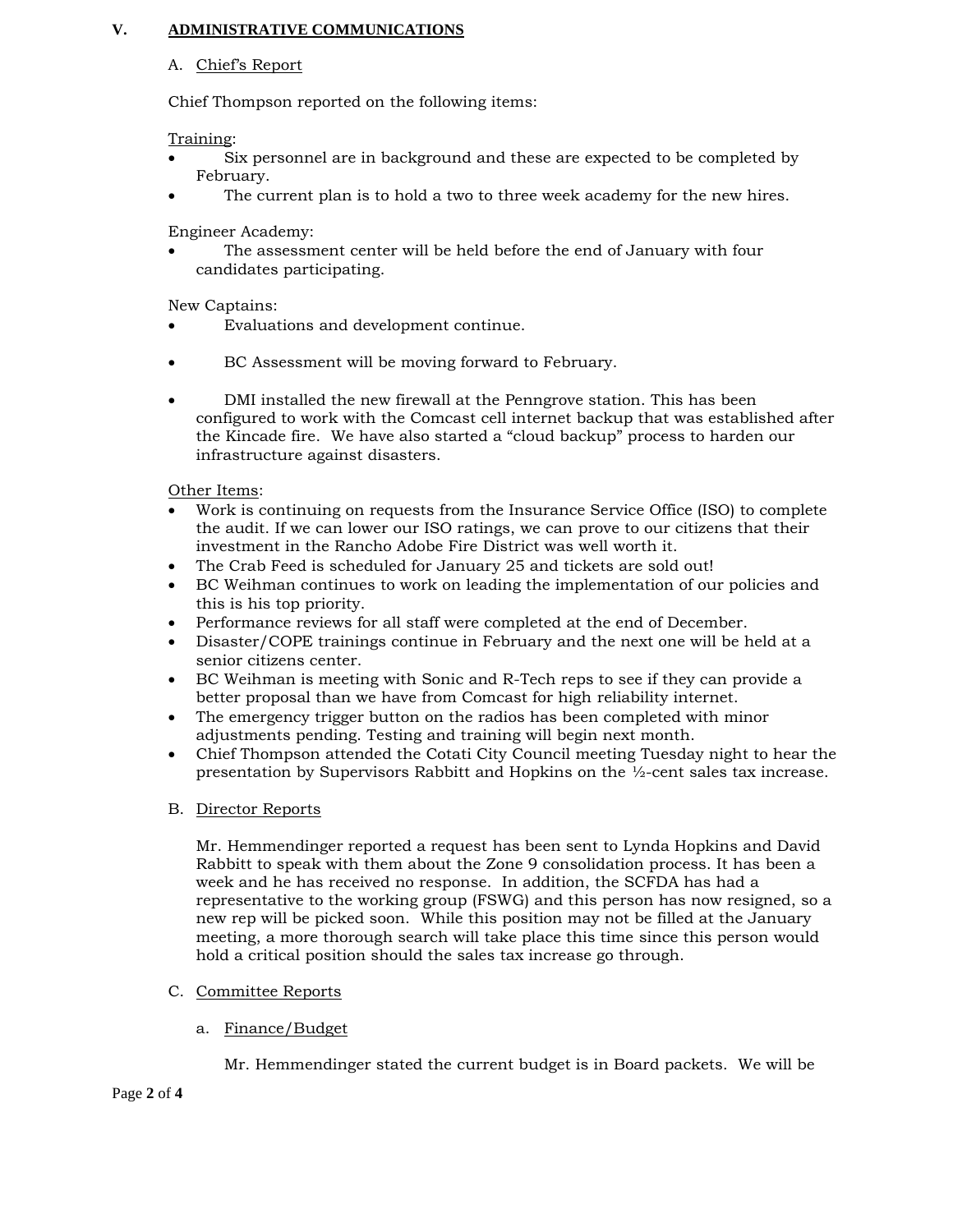## V. ADMINISTRATIVE COMMUNICATIONS

A. Chief's Report

Chief Thompson reported on the following items:

Training:

- Six personnel are in background and these are expected to be completed by February.
- The current plan is to hold a two to three week academy for the new hires.

Engineer Academy:

- The assessment center will be held before the end of January with four candidates participating.

New Captains:

- Evaluations and development continue.
- BC Assessment will be moving forward to February.
- DMI installed the new firewall at the Penngrove station. This has been configured to work with the Comcast cell internet backup that was established after the Kincade fire. We have also started a "cloud backup" process to harden our infrastructure against disasters.

Other Items:

- Work is continuing on requests from the Insurance Service Office (ISO) to complete the audit. If we can lower our ISO ratings, we can prove to our citizens that their investment in the Rancho Adobe Fire District was well worth it.
- The Crab Feed is scheduled for January 25 and tickets are sold out!
- BC Weihman continues to work on leading the implementation of our policies and this is his top priority.
- Performance reviews for all staff were completed at the end of December.
- Disaster/COPE trainings continue in February and the next one will be held at a senior citizens center.
- BC Weihman is meeting with Sonic and R-Tech reps to see if they can provide a better proposal than we have from Comcast for high reliability internet.
- The emergency trigger button on the radios has been completed with minor adjustments pending. Testing and training will begin next month.
- Chief Thompson attended the Cotati City Council meeting Tuesday night to hear the presentation by Supervisors Rabbitt and Hopkins on the ½-cent sales tax increase.

B. Director Reports

Mr. Hemmendinger reported a request has been sent to Lynda Hopkins and David Rabbitt to speak with them about the Zone 9 consolidation process. It has been a week and he has received no response. In addition, the SCFDA has had a representative to the working group (FSWG) and this person has now resigned, so a new rep will be picked soon. While this position may not be filled at the January meeting, a more thorough search will take place this time since this person would hold a critical position should the sales tax increase go through.

C. Committee Reports

a. Finance/Budget

Mr. Hemmendinger stated the current budget is in Board packets. We will be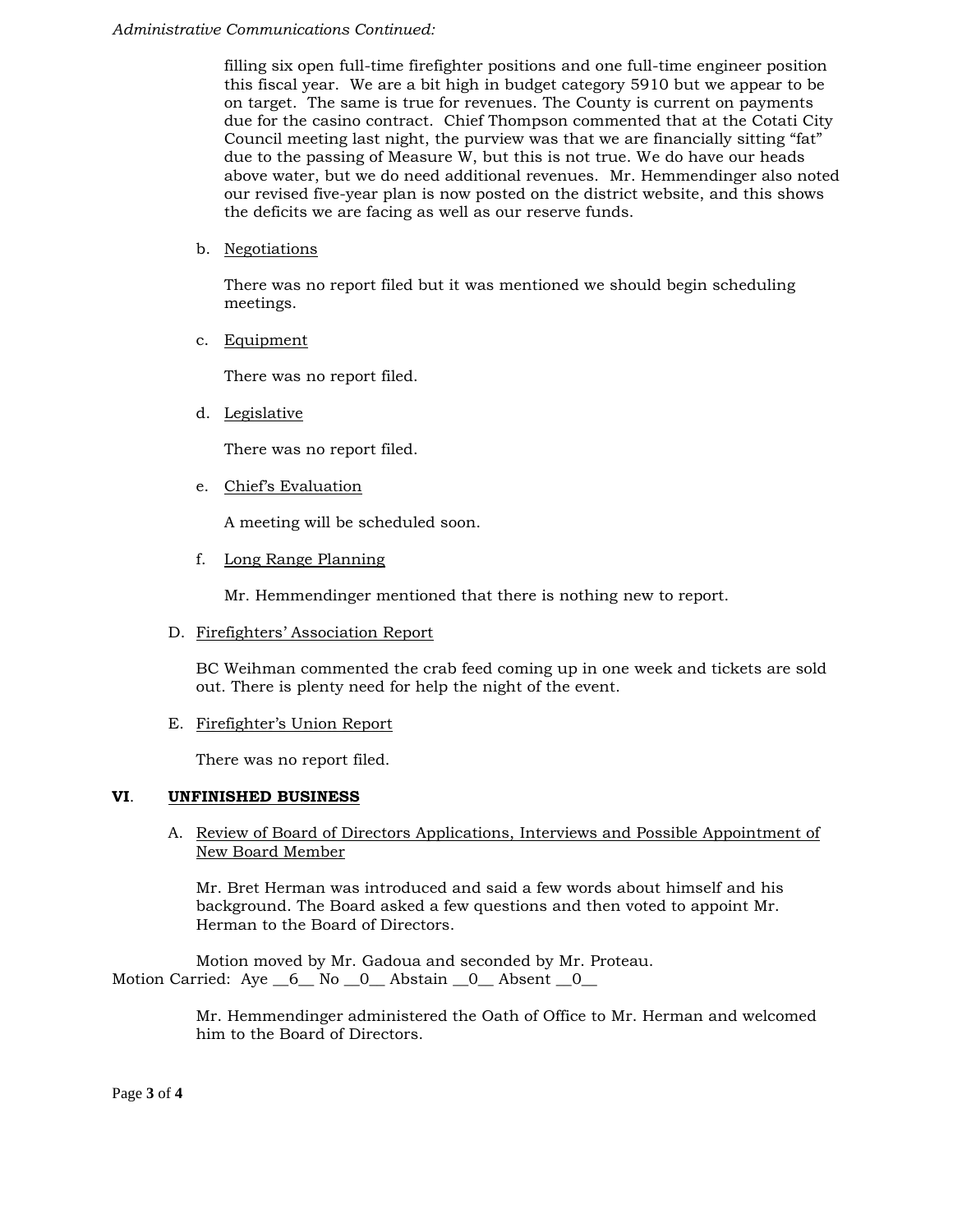*Administrative Communications Continued:*

filling six open full-time firefighter positions and one full-time engineer position this fiscal year. We are a bit high in budget category 5910 but we appear to be on target. The same is true for revenues. The County is current on payments due for the casino contract. Chief Thompson commented that at the Cotati City Council meeting last night, the purview was that we are financially sitting "fat" due to the passing of Measure W, but this is not true. We do have our heads above water, but we do need additional revenues. Mr. Hemmendinger also noted our revised five-year plan is now posted on the district website, and this shows the deficits we are facing as well as our reserve funds.

b. Negotiations

There was no report filed but it was mentioned we should begin scheduling meetings.

c. Equipment

There was no report filed.

d. Legislative

There was no report filed.

e. Chief's Evaluation

A meeting will be scheduled soon.

f. Long Range Planning

Mr. Hemmendinger mentioned that there is nothing new to report.

D. Firefighters' Association Report

BC Weihman commented the crab feed coming up in one week and tickets are sold out. There is plenty need for help the night of the event.

E. Firefighter's Union Report

There was no report filed.

## VI. UNFINISHED BUSINESS

A. Review of Board of Directors Applications, Interviews and Possible Appointment of New Board Member

Mr. Bret Herman was introduced and said a few words about himself and his background. The Board asked a few questions and then voted to appoint Mr. Herman to the Board of Directors.

Motion moved by Mr. Gadoua and seconded by Mr. Proteau.
Motion Carried: Aye __6__ No __0__ Abstain __0__ Absent __0__

Mr. Hemmendinger administered the Oath of Office to Mr. Herman and welcomed him to the Board of Directors.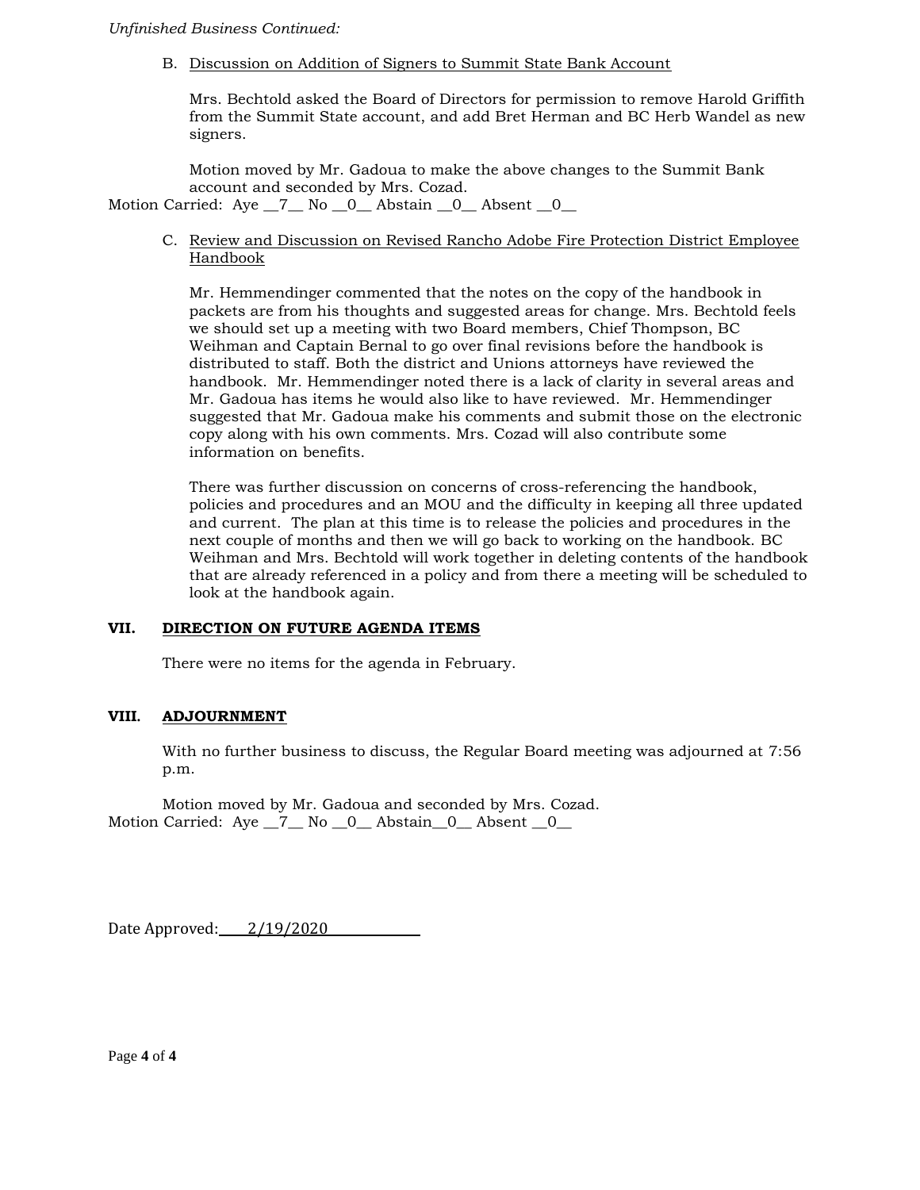*Unfinished Business Continued:*

B. Discussion on Addition of Signers to Summit State Bank Account

Mrs. Bechtold asked the Board of Directors for permission to remove Harold Griffith from the Summit State account, and add Bret Herman and BC Herb Wandel as new signers.

Motion moved by Mr. Gadoua to make the above changes to the Summit Bank account and seconded by Mrs. Cozad.

Motion Carried: Aye __7__ No __0__ Abstain __0__ Absent __0__

C. Review and Discussion on Revised Rancho Adobe Fire Protection District Employee Handbook

Mr. Hemmendinger commented that the notes on the copy of the handbook in packets are from his thoughts and suggested areas for change. Mrs. Bechtold feels we should set up a meeting with two Board members, Chief Thompson, BC Weihman and Captain Bernal to go over final revisions before the handbook is distributed to staff. Both the district and Unions attorneys have reviewed the handbook. Mr. Hemmendinger noted there is a lack of clarity in several areas and Mr. Gadoua has items he would also like to have reviewed. Mr. Hemmendinger suggested that Mr. Gadoua make his comments and submit those on the electronic copy along with his own comments. Mrs. Cozad will also contribute some information on benefits.

There was further discussion on concerns of cross-referencing the handbook, policies and procedures and an MOU and the difficulty in keeping all three updated and current. The plan at this time is to release the policies and procedures in the next couple of months and then we will go back to working on the handbook. BC Weihman and Mrs. Bechtold will work together in deleting contents of the handbook that are already referenced in a policy and from there a meeting will be scheduled to look at the handbook again.

## VII. DIRECTION ON FUTURE AGENDA ITEMS

There were no items for the agenda in February.

## VIII. ADJOURNMENT

With no further business to discuss, the Regular Board meeting was adjourned at 7:56 p.m.

Motion moved by Mr. Gadoua and seconded by Mrs. Cozad.

Motion Carried: Aye __7__ No __0__ Abstain__0__ Absent __0__

Date Approved: 2/19/2020